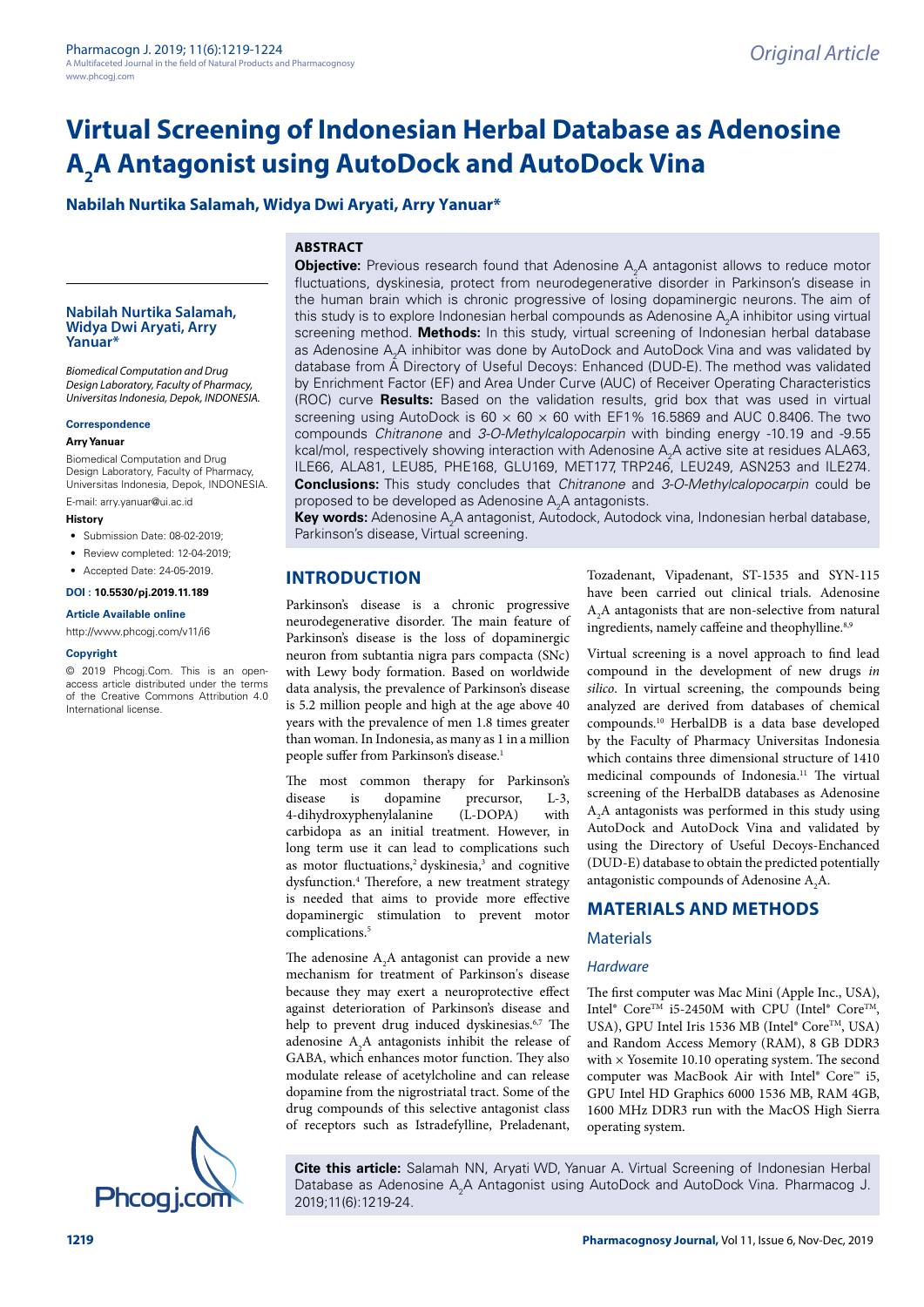Original Article

# Virtual Screening of Indonesian Herbal Database as Adenosine $A_2A$ Antagonist using AutoDock and AutoDock Vina

**Nabilah Nurtika Salamah, Widya Dwi Aryati, Arry Yanuar***

**Nabilah Nurtika Salamah, Widya Dwi Aryati, Arry Yanuar***

*Biomedical Computation and Drug Design Laboratory, Faculty of Pharmacy, Universitas Indonesia, Depok, INDONESIA.*

**Correspondence**

**Arry Yanuar**

Biomedical Computation and Drug Design Laboratory, Faculty of Pharmacy, Universitas Indonesia, Depok, INDONESIA.

E-mail: arry.yanuar@ui.ac.id

**History**

- Submission Date: 08-02-2019;
- Review completed: 12-04-2019;
- Accepted Date: 24-05-2019.

**DOI : 10.5530/pj.2019.11.189**

**Article Available online**

http://www.phcogj.com/v11/i6

**Copyright**

© 2019 Phcogj.Com. This is an open-access article distributed under the terms of the Creative Commons Attribution 4.0 International license.

## ABSTRACT

**Objective:** Previous research found that Adenosine $A_2A$ antagonist allows to reduce motor fluctuations, dyskinesia, protect from neurodegenerative disorder in Parkinson's disease in the human brain which is chronic progressive of losing dopaminergic neurons. The aim of this study is to explore Indonesian herbal compounds as Adenosine $A_2A$ inhibitor using virtual screening method. **Methods:** In this study, virtual screening of Indonesian herbal database as Adenosine $A_2A$ inhibitor was done by AutoDock and AutoDock Vina and was validated by database from A Directory of Useful Decoys: Enhanced (DUD-E). The method was validated by Enrichment Factor (EF) and Area Under Curve (AUC) of Receiver Operating Characteristics (ROC) curve **Results:** Based on the validation results, grid box that was used in virtual screening using AutoDock is 60 × 60 × 60 with EF1% 16.5869 and AUC 0.8406. The two compounds *Chitranone* and *3-O-Methylcalopocarpin* with binding energy -10.19 and -9.55 kcal/mol, respectively showing interaction with Adenosine $A_2A$ active site at residues ALA63, ILE66, ALA81, LEU85, PHE168, GLU169, MET177, TRP246, LEU249, ASN253 and ILE274. **Conclusions:** This study concludes that *Chitranone* and *3-O-Methylcalopocarpin* could be proposed to be developed as Adenosine $A_2A$ antagonists.

**Key words:** Adenosine $A_2A$ antagonist, Autodock, Autodock vina, Indonesian herbal database, Parkinson's disease, Virtual screening.

## INTRODUCTION

Parkinson's disease is a chronic progressive neurodegenerative disorder. The main feature of Parkinson's disease is the loss of dopaminergic neuron from subtantia nigra pars compacta (SNc) with Lewy body formation. Based on worldwide data analysis, the prevalence of Parkinson's disease is 5.2 million people and high at the age above 40 years with the prevalence of men 1.8 times greater than woman. In Indonesia, as many as 1 in a million people suffer from Parkinson's disease.[1]

The most common therapy for Parkinson's disease is dopamine precursor, L-3, 4-dihydroxyphenylalanine (L-DOPA) with carbidopa as an initial treatment. However, in long term use it can lead to complications such as motor fluctuations,[2] dyskinesia,[3] and cognitive dysfunction.[4] Therefore, a new treatment strategy is needed that aims to provide more effective dopaminergic stimulation to prevent motor complications.[5]

The adenosine $A_2A$ antagonist can provide a new mechanism for treatment of Parkinson's disease because they may exert a neuroprotective effect against deterioration of Parkinson's disease and help to prevent drug induced dyskinesias.[6,7] The adenosine $A_2A$ antagonists inhibit the release of GABA, which enhances motor function. They also modulate release of acetylcholine and can release dopamine from the nigrostriatal tract. Some of the drug compounds of this selective antagonist class of receptors such as Istradefylline, Preladenant, Tozadenant, Vipadenant, ST-1535 and SYN-115 have been carried out clinical trials. Adenosine $A_2A$ antagonists that are non-selective from natural ingredients, namely caffeine and theophylline.[8,9]

Virtual screening is a novel approach to find lead compound in the development of new drugs *in silico*. In virtual screening, the compounds being analyzed are derived from databases of chemical compounds.[10] HerbalDB is a data base developed by the Faculty of Pharmacy Universitas Indonesia which contains three dimensional structure of 1410 medicinal compounds of Indonesia.[11] The virtual screening of the HerbalDB databases as Adenosine $A_2A$ antagonists was performed in this study using AutoDock and AutoDock Vina and validated by using the Directory of Useful Decoys-Enchanced (DUD-E) database to obtain the predicted potentially antagonistic compounds of Adenosine $A_2A$.

## MATERIALS AND METHODS

### Materials

#### *Hardware*

The first computer was Mac Mini (Apple Inc., USA), Intel® Core™ i5-2450M with CPU (Intel® Core™, USA), GPU Intel Iris 1536 MB (Intel® Core™, USA) and Random Access Memory (RAM), 8 GB DDR3 with × Yosemite 10.10 operating system. The second computer was MacBook Air with Intel® Core™ i5, GPU Intel HD Graphics 6000 1536 MB, RAM 4GB, 1600 MHz DDR3 run with the MacOS High Sierra operating system.

**Cite this article:** Salamah NN, Aryati WD, Yanuar A. Virtual Screening of Indonesian Herbal Database as Adenosine $A_2A$ Antagonist using AutoDock and AutoDock Vina. Pharmacog J. 2019;11(6):1219-24.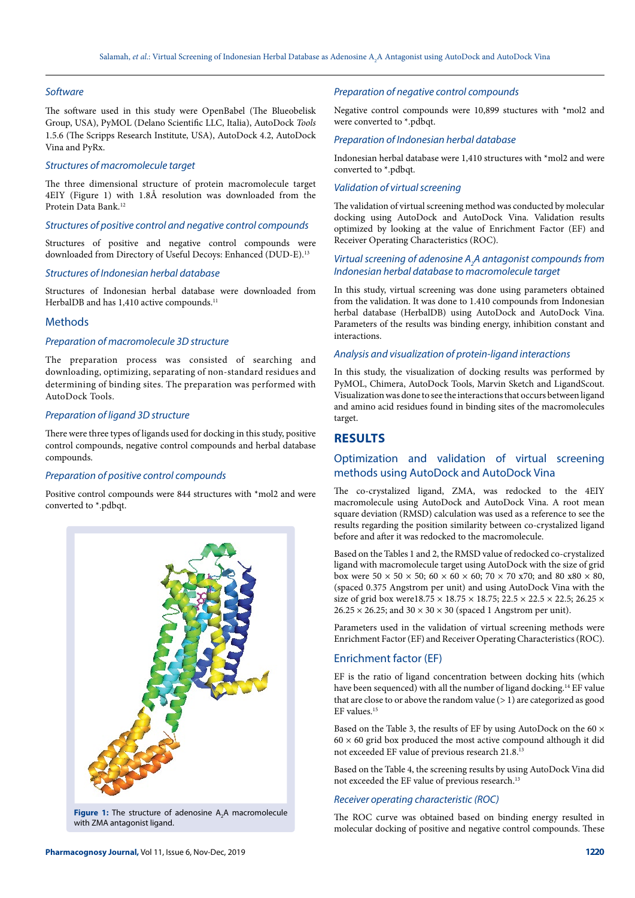### *Software*

The software used in this study were OpenBabel (The Blueobelisk Group, USA), PyMOL (Delano Scientific LLC, Italia), AutoDock *Tools* 1.5.6 (The Scripps Research Institute, USA), AutoDock 4.2, AutoDock Vina and PyRx.

### *Structures of macromolecule target*

The three dimensional structure of protein macromolecule target 4EIY (Figure 1) with 1.8Å resolution was downloaded from the Protein Data Bank.[12]

### *Structures of positive control and negative control compounds*

Structures of positive and negative control compounds were downloaded from Directory of Useful Decoys: Enhanced (DUD-E).[13]

### *Structures of Indonesian herbal database*

Structures of Indonesian herbal database were downloaded from HerbalDB and has 1,410 active compounds.[11]

## Methods

### *Preparation of macromolecule 3D structure*

The preparation process was consisted of searching and downloading, optimizing, separating of non-standard residues and determining of binding sites. The preparation was performed with AutoDock Tools.

### *Preparation of ligand 3D structure*

There were three types of ligands used for docking in this study, positive control compounds, negative control compounds and herbal database compounds.

### *Preparation of positive control compounds*

Positive control compounds were 844 structures with *mol2 and were converted to *.pdbqt.

Figure 1: The structure of adenosine $A_2A$ macromolecule with ZMA antagonist ligand.

### *Preparation of negative control compounds*

Negative control compounds were 10,899 stuctures with *mol2 and were converted to *.pdbqt.

### *Preparation of Indonesian herbal database*

Indonesian herbal database were 1,410 structures with *mol2 and were converted to *.pdbqt.

### *Validation of virtual screening*

The validation of virtual screening method was conducted by molecular docking using AutoDock and AutoDock Vina. Validation results optimized by looking at the value of Enrichment Factor (EF) and Receiver Operating Characteristics (ROC).

### *Virtual screening of adenosine $A_2A$ antagonist compounds from Indonesian herbal database to macromolecule target*

In this study, virtual screening was done using parameters obtained from the validation. It was done to 1.410 compounds from Indonesian herbal database (HerbalDB) using AutoDock and AutoDock Vina. Parameters of the results was binding energy, inhibition constant and interactions.

### *Analysis and visualization of protein-ligand interactions*

In this study, the visualization of docking results was performed by PyMOL, Chimera, AutoDock Tools, Marvin Sketch and LigandScout. Visualization was done to see the interactions that occurs between ligand and amino acid residues found in binding sites of the macromolecules target.

# RESULTS

## Optimization and validation of virtual screening methods using AutoDock and AutoDock Vina

The co-crystalized ligand, ZMA, was redocked to the 4EIY macromolecule using AutoDock and AutoDock Vina. A root mean square deviation (RMSD) calculation was used as a reference to see the results regarding the position similarity between co-crystalized ligand before and after it was redocked to the macromolecule.

Based on the Tables 1 and 2, the RMSD value of redocked co-crystalized ligand with macromolecule target using AutoDock with the size of grid box were $50 \times 50 \times 50$; $60 \times 60 \times 60$; $70 \times 70$ x70; and 80 x80 $\times$ 80, (spaced 0.375 Angstrom per unit) and using AutoDock Vina with the size of grid box were$18.75 \times 18.75 \times 18.75$; $22.5 \times 22.5 \times 22.5$; $26.25 \times 26.25 \times 26.25$; and $30 \times 30 \times 30$ (spaced 1 Angstrom per unit).

Parameters used in the validation of virtual screening methods were Enrichment Factor (EF) and Receiver Operating Characteristics (ROC).

## Enrichment factor (EF)

EF is the ratio of ligand concentration between docking hits (which have been sequenced) with all the number of ligand docking.[14] EF value that are close to or above the random value (> 1) are categorized as good EF values.[15]

Based on the Table 3, the results of EF by using AutoDock on the $60 \times 60 \times 60$ grid box produced the most active compound although it did not exceeded EF value of previous research 21.8.[13]

Based on the Table 4, the screening results by using AutoDock Vina did not exceeded the EF value of previous research.[13]

### *Receiver operating characteristic (ROC)*

The ROC curve was obtained based on binding energy resulted in molecular docking of positive and negative control compounds. These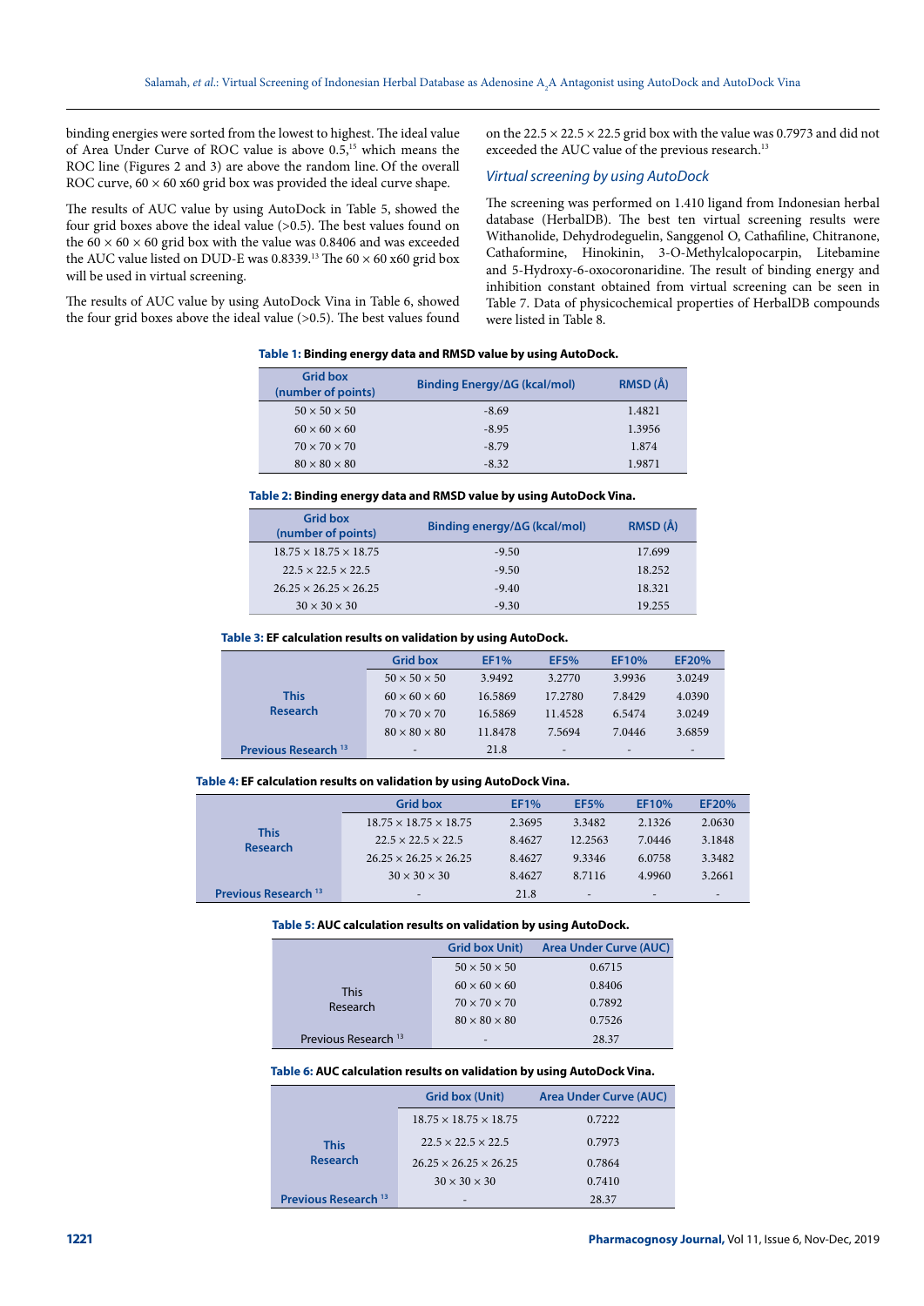binding energies were sorted from the lowest to highest. The ideal value of Area Under Curve of ROC value is above 0.5,[15] which means the ROC line (Figures 2 and 3) are above the random line. Of the overall ROC curve, 60 × 60 x60 grid box was provided the ideal curve shape.

The results of AUC value by using AutoDock in Table 5, showed the four grid boxes above the ideal value (>0.5). The best values found on the 60 × 60 × 60 grid box with the value was 0.8406 and was exceeded the AUC value listed on DUD-E was 0.8339.[13] The 60 × 60 x60 grid box will be used in virtual screening.

The results of AUC value by using AutoDock Vina in Table 6, showed the four grid boxes above the ideal value (>0.5). The best values found on the 22.5 × 22.5 × 22.5 grid box with the value was 0.7973 and did not exceeded the AUC value of the previous research.[13]

### *Virtual screening by using AutoDock*

The screening was performed on 1.410 ligand from Indonesian herbal database (HerbalDB). The best ten virtual screening results were Withanolide, Dehydrodeguelin, Sanggenol O, Cathafiline, Chitranone, Cathaformine, Hinokinin, 3-O-Methylcalopocarpin, Litebamine and 5-Hydroxy-6-oxocoronaridine. The result of binding energy and inhibition constant obtained from virtual screening can be seen in Table 7. Data of physicochemical properties of HerbalDB compounds were listed in Table 8.

**Table 1: Binding energy data and RMSD value by using AutoDock.**

| Grid box (number of points) | Binding Energy/ΔG (kcal/mol) | RMSD (Å) |
|---|---|---|
| 50 × 50 × 50 | -8.69 | 1.4821 |
| 60 × 60 × 60 | -8.95 | 1.3956 |
| 70 × 70 × 70 | -8.79 | 1.874 |
| 80 × 80 × 80 | -8.32 | 1.9871 |

**Table 2: Binding energy data and RMSD value by using AutoDock Vina.**

| Grid box (number of points) | Binding energy/ΔG (kcal/mol) | RMSD (Å) |
|---|---|---|
| 18.75 × 18.75 × 18.75 | -9.50 | 17.699 |
| 22.5 × 22.5 × 22.5 | -9.50 | 18.252 |
| 26.25 × 26.25 × 26.25 | -9.40 | 18.321 |
| 30 × 30 × 30 | -9.30 | 19.255 |

**Table 3: EF calculation results on validation by using AutoDock.**

| | Grid box | EF1% | EF5% | EF10% | EF20% |
|---|---|---|---|---|---|
| This Research | 50 × 50 × 50 | 3.9492 | 3.2770 | 3.9936 | 3.0249 |
| | 60 × 60 × 60 | 16.5869 | 17.2780 | 7.8429 | 4.0390 |
| | 70 × 70 × 70 | 16.5869 | 11.4528 | 6.5474 | 3.0249 |
| | 80 × 80 × 80 | 11.8478 | 7.5694 | 7.0446 | 3.6859 |
| Previous Research [13] | - | 21.8 | - | - | - |

**Table 4: EF calculation results on validation by using AutoDock Vina.**

| | Grid box | EF1% | EF5% | EF10% | EF20% |
|---|---|---|---|---|---|
| This Research | 18.75 × 18.75 × 18.75 | 2.3695 | 3.3482 | 2.1326 | 2.0630 |
| | 22.5 × 22.5 × 22.5 | 8.4627 | 12.2563 | 7.0446 | 3.1848 |
| | 26.25 × 26.25 × 26.25 | 8.4627 | 9.3346 | 6.0758 | 3.3482 |
| | 30 × 30 × 30 | 8.4627 | 8.7116 | 4.9960 | 3.2661 |
| Previous Research [13] | - | 21.8 | - | - | - |

**Table 5: AUC calculation results on validation by using AutoDock.**

| | Grid box Unit) | Area Under Curve (AUC) |
|---|---|---|
| This Research | 50 × 50 × 50 | 0.6715 |
| | 60 × 60 × 60 | 0.8406 |
| | 70 × 70 × 70 | 0.7892 |
| | 80 × 80 × 80 | 0.7526 |
| Previous Research [13] | - | 28.37 |

**Table 6: AUC calculation results on validation by using AutoDock Vina.**

| | Grid box (Unit) | Area Under Curve (AUC) |
|---|---|---|
| This Research | 18.75 × 18.75 × 18.75 | 0.7222 |
| | 22.5 × 22.5 × 22.5 | 0.7973 |
| | 26.25 × 26.25 × 26.25 | 0.7864 |
| | 30 × 30 × 30 | 0.7410 |
| Previous Research [13] | - | 28.37 |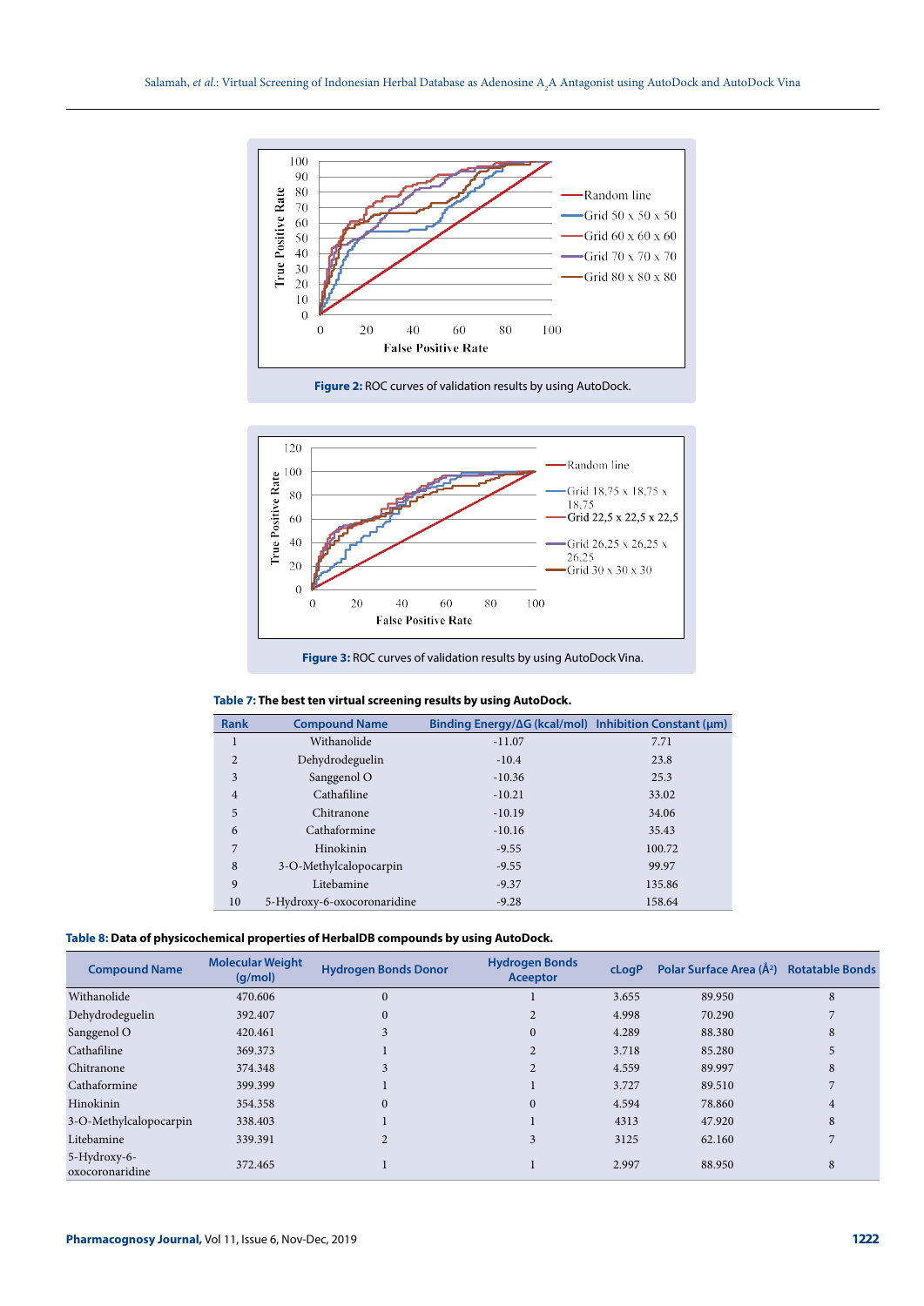Figure 2: ROC curves of validation results by using AutoDock.

Figure 3: ROC curves of validation results by using AutoDock Vina.

**Table 7: The best ten virtual screening results by using AutoDock.**

| Rank | Compound Name | Binding Energy/ΔG (kcal/mol) | Inhibition Constant (µm) |
|---|---|---|---|
| 1 | Withanolide | -11.07 | 7.71 |
| 2 | Dehydrodeguelin | -10.4 | 23.8 |
| 3 | Sanggenol O | -10.36 | 25.3 |
| 4 | Cathafiline | -10.21 | 33.02 |
| 5 | Chitranone | -10.19 | 34.06 |
| 6 | Cathaformine | -10.16 | 35.43 |
| 7 | Hinokinin | -9.55 | 100.72 |
| 8 | 3-O-Methylcalopocarpin | -9.55 | 99.97 |
| 9 | Litebamine | -9.37 | 135.86 |
| 10 | 5-Hydroxy-6-oxocoronaridine | -9.28 | 158.64 |

**Table 8: Data of physicochemical properties of HerbalDB compounds by using AutoDock.**

| Compound Name | Molecular Weight (g/mol) | Hydrogen Bonds Donor | Hydrogen Bonds Aceeptor | cLogP | Polar Surface Area (Å²) | Rotatable Bonds |
|---|---|---|---|---|---|---|
| Withanolide | 470.606 | 0 | 1 | 3.655 | 89.950 | 8 |
| Dehydrodeguelin | 392.407 | 0 | 2 | 4.998 | 70.290 | 7 |
| Sanggenol O | 420.461 | 3 | 0 | 4.289 | 88.380 | 8 |
| Cathafiline | 369.373 | 1 | 2 | 3.718 | 85.280 | 5 |
| Chitranone | 374.348 | 3 | 2 | 4.559 | 89.997 | 8 |
| Cathaformine | 399.399 | 1 | 1 | 3.727 | 89.510 | 7 |
| Hinokinin | 354.358 | 0 | 0 | 4.594 | 78.860 | 4 |
| 3-O-Methylcalopocarpin | 338.403 | 1 | 1 | 4313 | 47.920 | 8 |
| Litebamine | 339.391 | 2 | 3 | 3125 | 62.160 | 7 |
| 5-Hydroxy-6-oxocoronaridine | 372.465 | 1 | 1 | 2.997 | 88.950 | 8 |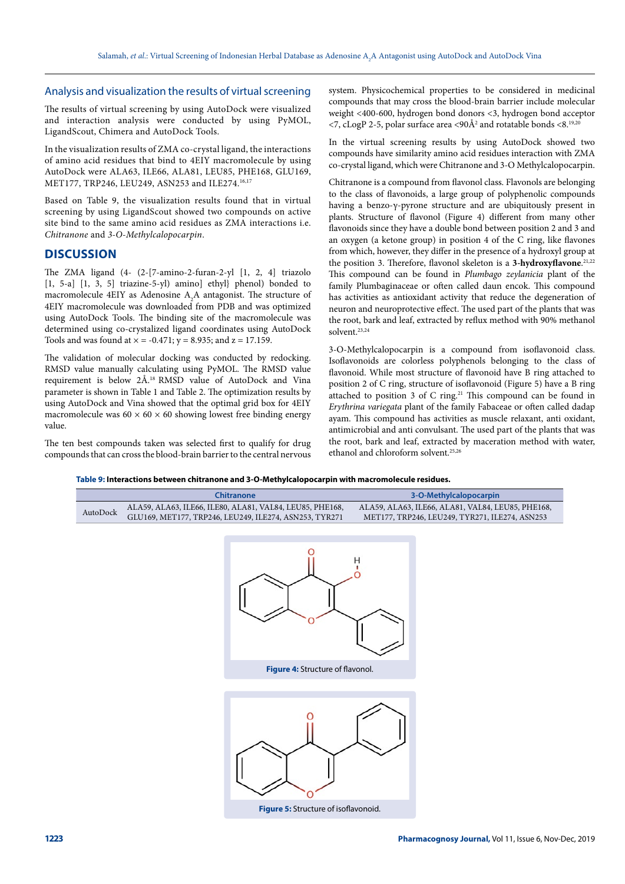## Analysis and visualization the results of virtual screening

The results of virtual screening by using AutoDock were visualized and interaction analysis were conducted by using PyMOL, LigandScout, Chimera and AutoDock Tools.

In the visualization results of ZMA co-crystal ligand, the interactions of amino acid residues that bind to 4EIY macromolecule by using AutoDock were ALA63, ILE66, ALA81, LEU85, PHE168, GLU169, MET177, TRP246, LEU249, ASN253 and ILE274.[16,17]

Based on Table 9, the visualization results found that in virtual screening by using LigandScout showed two compounds on active site bind to the same amino acid residues as ZMA interactions i.e. *Chitranone* and *3-O-Methylcalopocarpin*.

# DISCUSSION

The ZMA ligand (4- (2-[7-amino-2-furan-2-yl [1, 2, 4] triazolo [1, 5-a] [1, 3, 5] triazine-5-yl) amino] ethyl} phenol) bonded to macromolecule 4EIY as Adenosine $A_2A$ antagonist. The structure of 4EIY macromolecule was downloaded from PDB and was optimized using AutoDock Tools. The binding site of the macromolecule was determined using co-crystalized ligand coordinates using AutoDock Tools and was found at $x = -0.471$; $y = 8.935$; and $z = 17.159$.

The validation of molecular docking was conducted by redocking. RMSD value manually calculating using PyMOL. The RMSD value requirement is below 2Å.[18] RMSD value of AutoDock and Vina parameter is shown in Table 1 and Table 2. The optimization results by using AutoDock and Vina showed that the optimal grid box for 4EIY macromolecule was $60 \times 60 \times 60$ showing lowest free binding energy value.

The ten best compounds taken was selected first to qualify for drug compounds that can cross the blood-brain barrier to the central nervous system. Physicochemical properties to be considered in medicinal compounds that may cross the blood-brain barrier include molecular weight <400-600, hydrogen bond donors <3, hydrogen bond acceptor <7, cLogP 2-5, polar surface area <90Å$^2$ and rotatable bonds <8.[19,20]

In the virtual screening results by using AutoDock showed two compounds have similarity amino acid residues interaction with ZMA co-crystal ligand, which were Chitranone and 3-O Methylcalopocarpin.

Chitranone is a compound from flavonol class. Flavonols are belonging to the class of flavonoids, a large group of polyphenolic compounds having a benzo-γ-pyrone structure and are ubiquitously present in plants. Structure of flavonol (Figure 4) different from many other flavonoids since they have a double bond between position 2 and 3 and an oxygen (a ketone group) in position 4 of the C ring, like flavones from which, however, they differ in the presence of a hydroxyl group at the position 3. Therefore, flavonol skeleton is a **3-hydroxyflavone**.[21,22] This compound can be found in *Plumbago zeylanicia* plant of the family Plumbaginaceae or often called daun encok. This compound has activities as antioxidant activity that reduce the degeneration of neuron and neuroprotective effect. The used part of the plants that was the root, bark and leaf, extracted by reflux method with 90% methanol solvent.[23,24]

3-O-Methylcalopocarpin is a compound from isoflavonoid class. Isoflavonoids are colorless polyphenols belonging to the class of flavonoid. While most structure of flavonoid have B ring attached to position 2 of C ring, structure of isoflavonoid (Figure 5) have a B ring attached to position 3 of C ring.[21] This compound can be found in *Erythrina variegata* plant of the family Fabaceae or often called dadap ayam. This compound has activities as muscle relaxant, anti oxidant, antimicrobial and anti convulsant. The used part of the plants that was the root, bark and leaf, extracted by maceration method with water, ethanol and chloroform solvent.[25,26]

**Table 9: Interactions between chitranone and 3-O-Methylcalopocarpin with macromolecule residues.**

| | Chitranone | 3-O-Methylcalopocarpin |
|---|---|---|
| AutoDock | ALA59, ALA63, ILE66, ILE80, ALA81, VAL84, LEU85, PHE168, GLU169, MET177, TRP246, LEU249, ILE274, ASN253, TYR271 | ALA59, ALA63, ILE66, ALA81, VAL84, LEU85, PHE168, MET177, TRP246, LEU249, TYR271, ILE274, ASN253 |

**Figure 4:** Structure of flavonol.

**Figure 5:** Structure of isoflavonoid.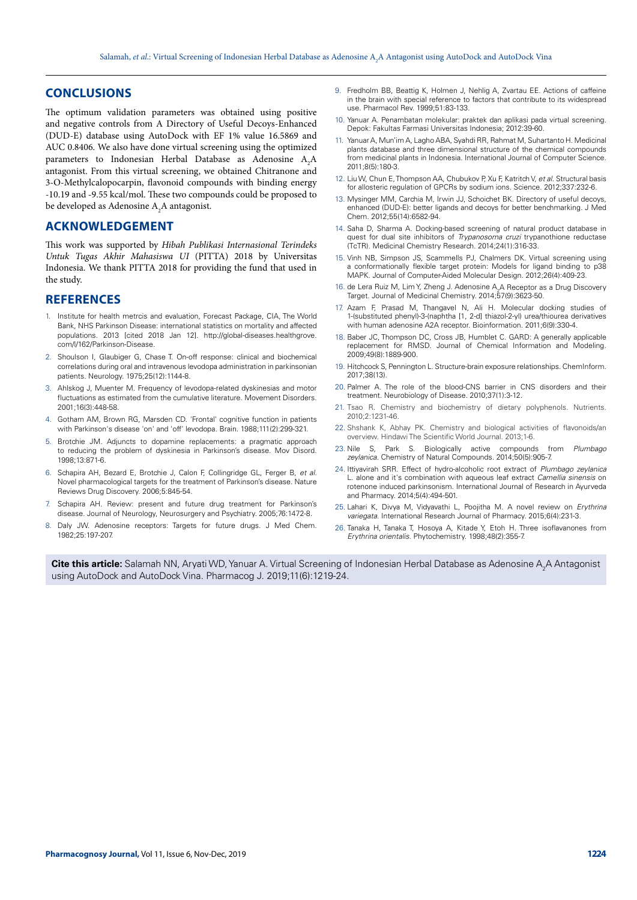## CONCLUSIONS

The optimum validation parameters was obtained using positive and negative controls from A Directory of Useful Decoys-Enhanced (DUD-E) database using AutoDock with EF 1% value 16.5869 and AUC 0.8406. We also have done virtual screening using the optimized parameters to Indonesian Herbal Database as Adenosine $A_2A$ antagonist. From this virtual screening, we obtained Chitranone and 3-O-Methylcalopocarpin, flavonoid compounds with binding energy -10.19 and -9.55 kcal/mol. These two compounds could be proposed to be developed as Adenosine $A_2A$ antagonist.

## ACKNOWLEDGEMENT

This work was supported by *Hibah Publikasi Internasional Terindeks Untuk Tugas Akhir Mahasiswa UI* (PITTA) 2018 by Universitas Indonesia. We thank PITTA 2018 for providing the fund that used in the study.

## REFERENCES

1. Institute for health metrcis and evaluation, Forecast Package, CIA, The World Bank, NHS Parkinson Disease: international statistics on mortality and affected populations. 2013 [cited 2018 Jan 12]. http://global-diseases.healthgrove.com/l/162/Parkinson-Disease.
2. Shoulson I, Glaubiger G, Chase T. On-off response: clinical and biochemical correlations during oral and intravenous levodopa administration in parkinsonian patients. Neurology. 1975;25(12):1144-8.
3. Ahlskog J, Muenter M. Frequency of levodopa-related dyskinesias and motor fluctuations as estimated from the cumulative literature. Movement Disorders. 2001;16(3):448-58.
4. Gotham AM, Brown RG, Marsden CD. 'Frontal' cognitive function in patients with Parkinson's disease 'on' and 'off' levodopa. Brain. 1988;111(2):299-321.
5. Brotchie JM. Adjuncts to dopamine replacements: a pragmatic approach to reducing the problem of dyskinesia in Parkinson's disease. Mov Disord. 1998;13:871-6.
6. Schapira AH, Bezard E, Brotchie J, Calon F, Collingridge GL, Ferger B, *et al.* Novel pharmacological targets for the treatment of Parkinson's disease. Nature Reviews Drug Discovery. 2006;5:845-54.
7. Schapira AH. Review: present and future drug treatment for Parkinson's disease. Journal of Neurology, Neurosurgery and Psychiatry. 2005;76:1472-8.
8. Daly JW. Adenosine receptors: Targets for future drugs. J Med Chem. 1982;25:197-207.
9. Fredholm BB, Beattig K, Holmen J, Nehlig A, Zvartau EE. Actions of caffeine in the brain with special reference to factors that contribute to its widespread use. Pharmacol Rev. 1999;51:83-133.
10. Yanuar A. Penambatan molekular: praktek dan aplikasi pada virtual screening. Depok: Fakultas Farmasi Universitas Indonesia; 2012:39-60.
11. Yanuar A, Mun'im A, Lagho ABA, Syahdi RR, Rahmat M, Suhartanto H. Medicinal plants database and three dimensional structure of the chemical compounds from medicinal plants in Indonesia. International Journal of Computer Science. 2011;8(5):180-3.
12. Liu W, Chun E, Thompson AA, Chubukov P, Xu F, Katritch V, *et al.* Structural basis for allosteric regulation of GPCRs by sodium ions. Science. 2012;337:232-6.
13. Mysinger MM, Carchia M, Irwin JJ, Schoichet BK. Directory of useful decoys, enhanced (DUD-E): better ligands and decoys for better benchmarking. J Med Chem. 2012;55(14):6582-94.
14. Saha D, Sharma A. Docking-based screening of natural product database in quest for dual site inhibitors of *Trypanosoma cruzi* trypanothione reductase (TcTR). Medicinal Chemistry Research. 2014;24(1):316-33.
15. Vinh NB, Simpson JS, Scammells PJ, Chalmers DK. Virtual screening using a conformationally flexible target protein: Models for ligand binding to p38 MAPK. Journal of Computer-Aided Molecular Design. 2012;26(4):409-23.
16. de Lera Ruiz M, Lim Y, Zheng J. Adenosine $A_2A$ Receptor as a Drug Discovery Target. Journal of Medicinal Chemistry. 2014;57(9):3623-50.
17. Azam F, Prasad M, Thangavel N, Ali H. Molecular docking studies of 1-(substituted phenyl)-3-(naphtha [1, 2-d] thiazol-2-yl) urea/thiourea derivatives with human adenosine A2A receptor. Bioinformation. 2011;6(9):330-4.
18. Baber JC, Thompson DC, Cross JB, Humblet C. GARD: A generally applicable replacement for RMSD. Journal of Chemical Information and Modeling. 2009;49(8):1889-900.
19. Hitchcock S, Pennington L. Structure-brain exposure relationships. ChemInform. 2017;38(13).
20. Palmer A. The role of the blood-CNS barrier in CNS disorders and their treatment. Neurobiology of Disease. 2010;37(1):3-12.
21. Tsao R. Chemistry and biochemistry of dietary polyphenols. Nutrients. 2010;2:1231-46.
22. Shshank K, Abhay PK. Chemistry and biological activities of flavonoids/an overview. Hindawi The Scientific World Journal. 2013;1-6.
23. Nile S, Park S. Biologically active compounds from *Plumbago zeylanica*. Chemistry of Natural Compounds. 2014;50(5):905-7.
24. Ittiyavirah SRR. Effect of hydro-alcoholic root extract of *Plumbago zeylanica* L. alone and it's combination with aqueous leaf extract *Camellia sinensis* on rotenone induced parkinsonism. International Journal of Research in Ayurveda and Pharmacy. 2014;5(4):494-501.
25. Lahari K, Divya M, Vidyavathi L, Poojitha M. A novel review on *Erythrina variegata*. International Research Journal of Pharmacy. 2015;6(4):231-3.
26. Tanaka H, Tanaka T, Hosoya A, Kitade Y, Etoh H. Three isoflavanones from *Erythrina orientalis*. Phytochemistry. 1998;48(2):355-7.

**Cite this article:** Salamah NN, Aryati WD, Yanuar A. Virtual Screening of Indonesian Herbal Database as Adenosine $A_2A$ Antagonist using AutoDock and AutoDock Vina. Pharmacog J. 2019;11(6):1219-24.